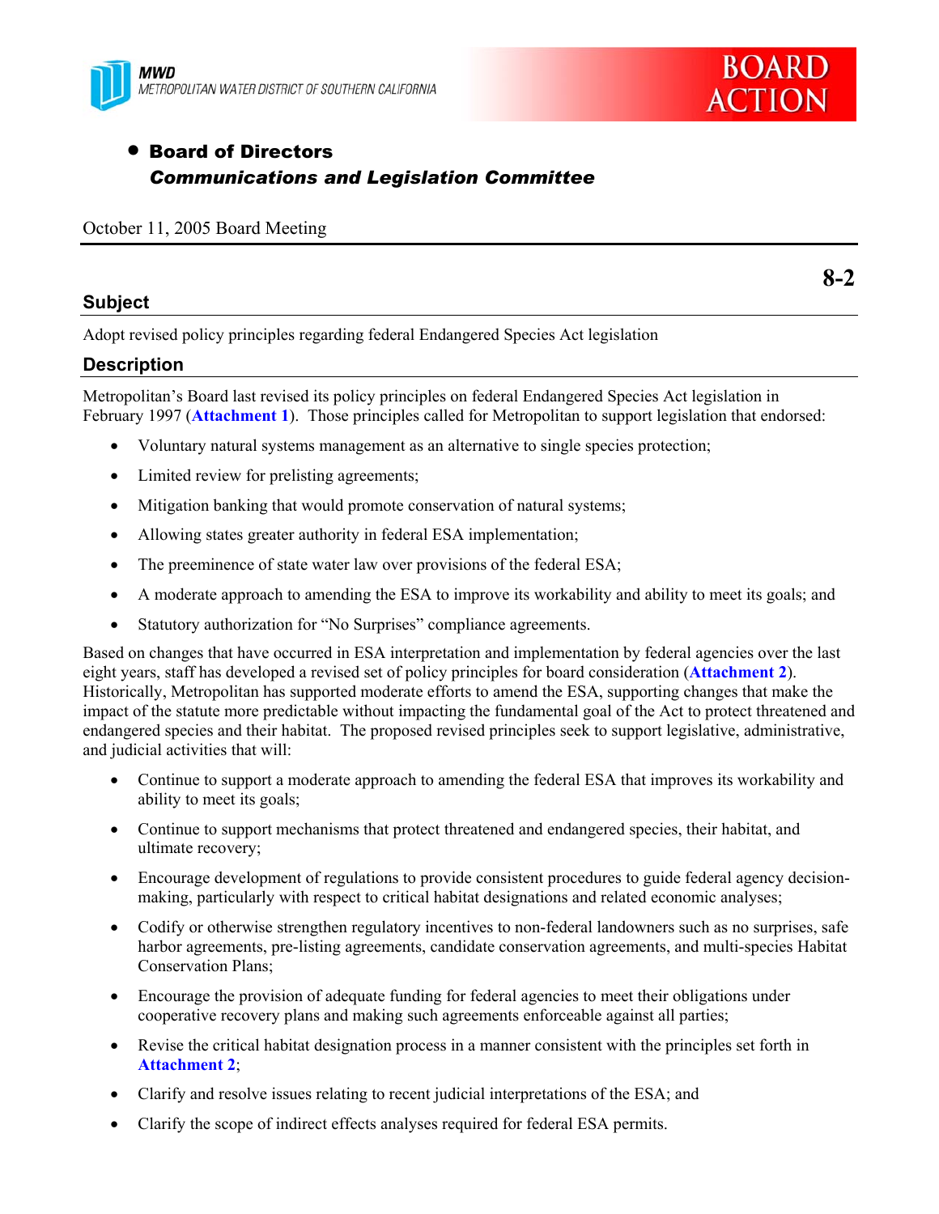MWD
METROPOLITAN WATER DISTRICT OF SOUTHERN CALIFORNIA

**BOARD ACTION**

- **Board of Directors**
  ***Communications and Legislation Committee***

October 11, 2005 Board Meeting

**8-2**

## Subject

Adopt revised policy principles regarding federal Endangered Species Act legislation

## Description

Metropolitan's Board last revised its policy principles on federal Endangered Species Act legislation in February 1997 (**Attachment 1**). Those principles called for Metropolitan to support legislation that endorsed:

- Voluntary natural systems management as an alternative to single species protection;
- Limited review for prelisting agreements;
- Mitigation banking that would promote conservation of natural systems;
- Allowing states greater authority in federal ESA implementation;
- The preeminence of state water law over provisions of the federal ESA;
- A moderate approach to amending the ESA to improve its workability and ability to meet its goals; and
- Statutory authorization for "No Surprises" compliance agreements.

Based on changes that have occurred in ESA interpretation and implementation by federal agencies over the last eight years, staff has developed a revised set of policy principles for board consideration (**Attachment 2**). Historically, Metropolitan has supported moderate efforts to amend the ESA, supporting changes that make the impact of the statute more predictable without impacting the fundamental goal of the Act to protect threatened and endangered species and their habitat. The proposed revised principles seek to support legislative, administrative, and judicial activities that will:

- Continue to support a moderate approach to amending the federal ESA that improves its workability and ability to meet its goals;
- Continue to support mechanisms that protect threatened and endangered species, their habitat, and ultimate recovery;
- Encourage development of regulations to provide consistent procedures to guide federal agency decision-making, particularly with respect to critical habitat designations and related economic analyses;
- Codify or otherwise strengthen regulatory incentives to non-federal landowners such as no surprises, safe harbor agreements, pre-listing agreements, candidate conservation agreements, and multi-species Habitat Conservation Plans;
- Encourage the provision of adequate funding for federal agencies to meet their obligations under cooperative recovery plans and making such agreements enforceable against all parties;
- Revise the critical habitat designation process in a manner consistent with the principles set forth in **Attachment 2**;
- Clarify and resolve issues relating to recent judicial interpretations of the ESA; and
- Clarify the scope of indirect effects analyses required for federal ESA permits.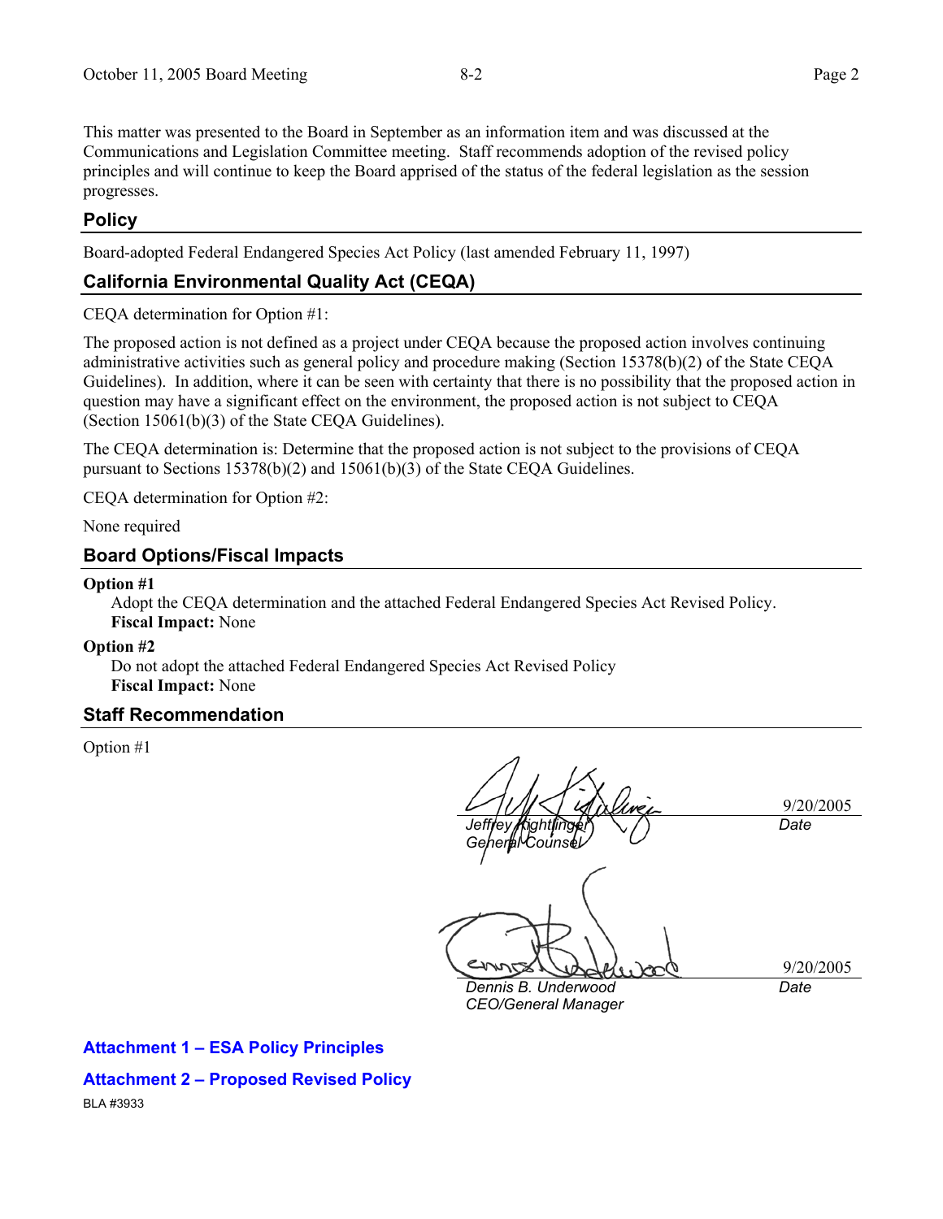This matter was presented to the Board in September as an information item and was discussed at the Communications and Legislation Committee meeting. Staff recommends adoption of the revised policy principles and will continue to keep the Board apprised of the status of the federal legislation as the session progresses.

## Policy

Board-adopted Federal Endangered Species Act Policy (last amended February 11, 1997)

## California Environmental Quality Act (CEQA)

CEQA determination for Option #1:

The proposed action is not defined as a project under CEQA because the proposed action involves continuing administrative activities such as general policy and procedure making (Section 15378(b)(2) of the State CEQA Guidelines). In addition, where it can be seen with certainty that there is no possibility that the proposed action in question may have a significant effect on the environment, the proposed action is not subject to CEQA (Section 15061(b)(3) of the State CEQA Guidelines).

The CEQA determination is: Determine that the proposed action is not subject to the provisions of CEQA pursuant to Sections 15378(b)(2) and 15061(b)(3) of the State CEQA Guidelines.

CEQA determination for Option #2:

None required

## Board Options/Fiscal Impacts

**Option #1**

Adopt the CEQA determination and the attached Federal Endangered Species Act Revised Policy.
**Fiscal Impact:** None

**Option #2**

Do not adopt the attached Federal Endangered Species Act Revised Policy
**Fiscal Impact:** None

## Staff Recommendation

Option #1

| | |
|---|---|
| *Jeffrey Kightlinger* | 9/20/2005 |
| *General Counsel* | *Date* |

| | |
|---|---|
| *Dennis B. Underwood* | 9/20/2005 |
| *CEO/General Manager* | *Date* |

**Attachment 1 – ESA Policy Principles**

**Attachment 2 – Proposed Revised Policy**

BLA #3933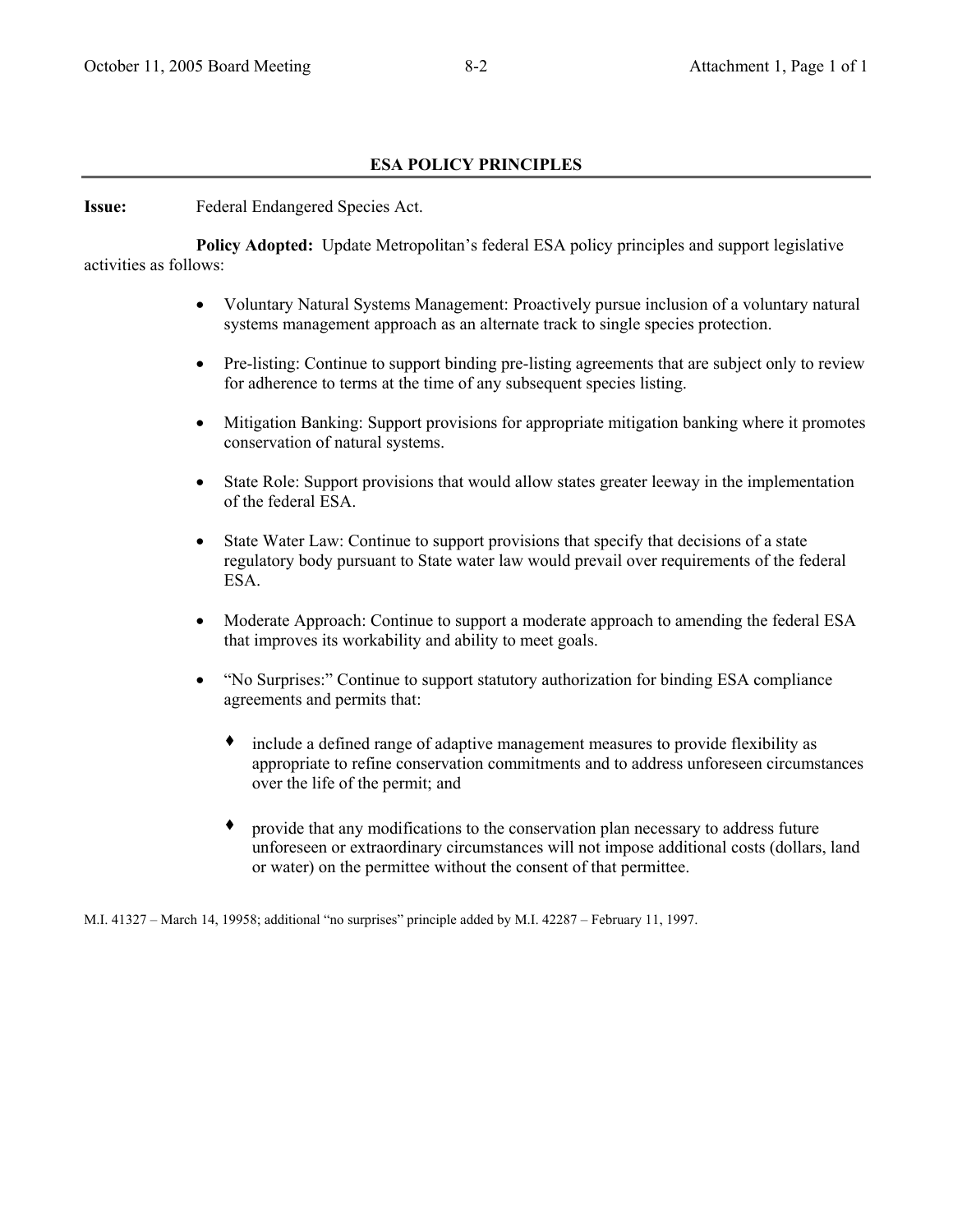## ESA POLICY PRINCIPLES

**Issue:** Federal Endangered Species Act.

**Policy Adopted:** Update Metropolitan's federal ESA policy principles and support legislative activities as follows:

- Voluntary Natural Systems Management: Proactively pursue inclusion of a voluntary natural systems management approach as an alternate track to single species protection.
- Pre-listing: Continue to support binding pre-listing agreements that are subject only to review for adherence to terms at the time of any subsequent species listing.
- Mitigation Banking: Support provisions for appropriate mitigation banking where it promotes conservation of natural systems.
- State Role: Support provisions that would allow states greater leeway in the implementation of the federal ESA.
- State Water Law: Continue to support provisions that specify that decisions of a state regulatory body pursuant to State water law would prevail over requirements of the federal ESA.
- Moderate Approach: Continue to support a moderate approach to amending the federal ESA that improves its workability and ability to meet goals.
- "No Surprises:" Continue to support statutory authorization for binding ESA compliance agreements and permits that:
    - include a defined range of adaptive management measures to provide flexibility as appropriate to refine conservation commitments and to address unforeseen circumstances over the life of the permit; and
    - provide that any modifications to the conservation plan necessary to address future unforeseen or extraordinary circumstances will not impose additional costs (dollars, land or water) on the permittee without the consent of that permittee.

M.I. 41327 – March 14, 19958; additional "no surprises" principle added by M.I. 42287 – February 11, 1997.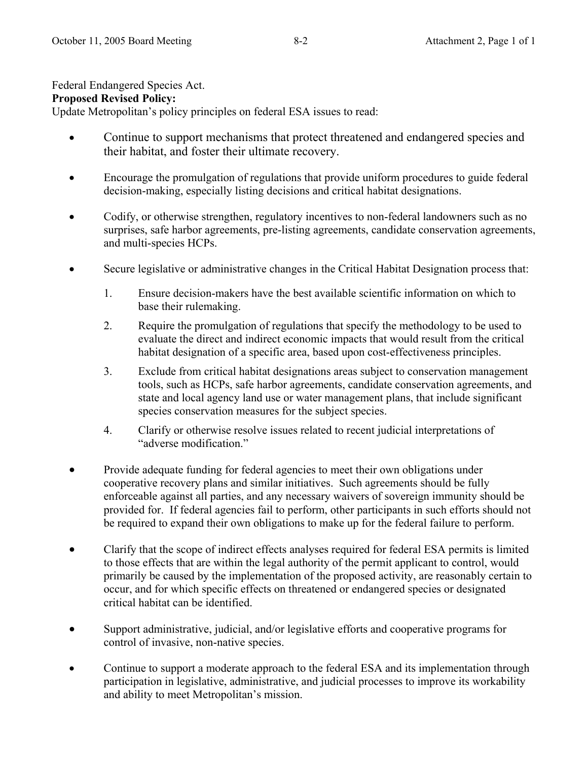Federal Endangered Species Act.

**Proposed Revised Policy:**

Update Metropolitan's policy principles on federal ESA issues to read:

- Continue to support mechanisms that protect threatened and endangered species and their habitat, and foster their ultimate recovery.
- Encourage the promulgation of regulations that provide uniform procedures to guide federal decision-making, especially listing decisions and critical habitat designations.
- Codify, or otherwise strengthen, regulatory incentives to non-federal landowners such as no surprises, safe harbor agreements, pre-listing agreements, candidate conservation agreements, and multi-species HCPs.
- Secure legislative or administrative changes in the Critical Habitat Designation process that:
  1. Ensure decision-makers have the best available scientific information on which to base their rulemaking.
  2. Require the promulgation of regulations that specify the methodology to be used to evaluate the direct and indirect economic impacts that would result from the critical habitat designation of a specific area, based upon cost-effectiveness principles.
  3. Exclude from critical habitat designations areas subject to conservation management tools, such as HCPs, safe harbor agreements, candidate conservation agreements, and state and local agency land use or water management plans, that include significant species conservation measures for the subject species.
  4. Clarify or otherwise resolve issues related to recent judicial interpretations of "adverse modification."
- Provide adequate funding for federal agencies to meet their own obligations under cooperative recovery plans and similar initiatives. Such agreements should be fully enforceable against all parties, and any necessary waivers of sovereign immunity should be provided for. If federal agencies fail to perform, other participants in such efforts should not be required to expand their own obligations to make up for the federal failure to perform.
- Clarify that the scope of indirect effects analyses required for federal ESA permits is limited to those effects that are within the legal authority of the permit applicant to control, would primarily be caused by the implementation of the proposed activity, are reasonably certain to occur, and for which specific effects on threatened or endangered species or designated critical habitat can be identified.
- Support administrative, judicial, and/or legislative efforts and cooperative programs for control of invasive, non-native species.
- Continue to support a moderate approach to the federal ESA and its implementation through participation in legislative, administrative, and judicial processes to improve its workability and ability to meet Metropolitan's mission.